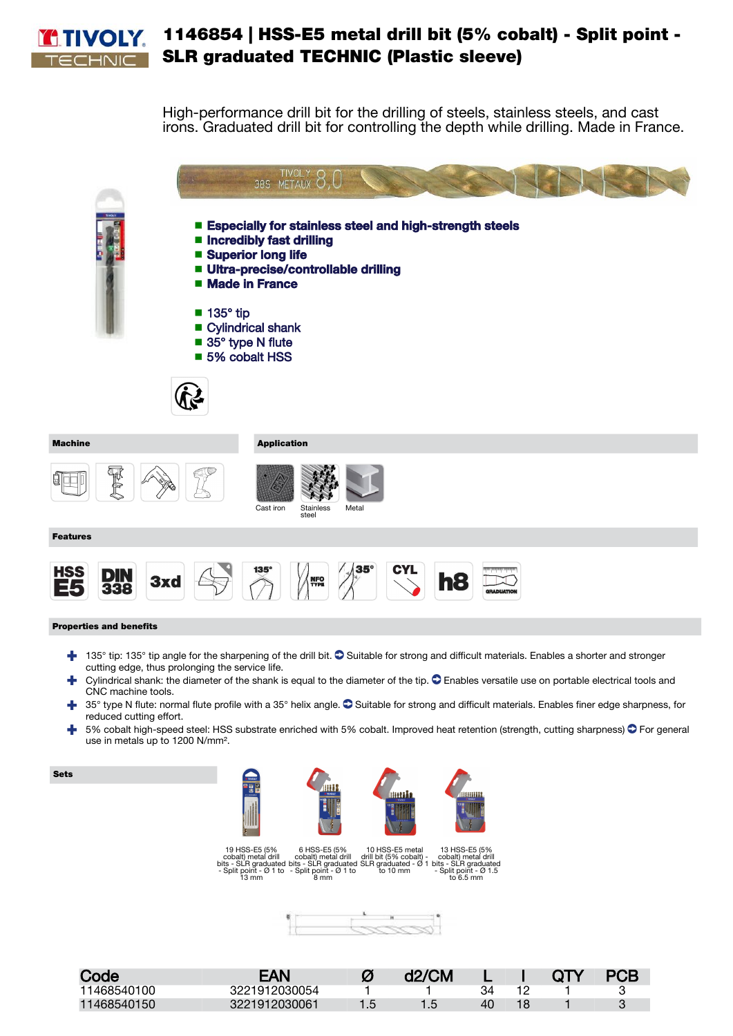# 1146854 | HSS-E5 metal drill bit (5% cobalt) - Split point - SLR graduated TECHNIC (Plastic sleeve)

High-performance drill bit for the drilling of steels, stainless steels, and cast irons. Graduated drill bit for controlling the depth while drilling. Made in France.

- **Especially for stainless steel and high-strength steels**
- **Incredibly fast drilling**
- **Superior long life**
- **Ultra-precise/controllable drilling**
- **Made in France**

- 135° tip
- Cylindrical shank
- 35° type N flute
- 5% cobalt HSS

**Machine**

**Application**

Cast iron | Stainless steel | Metal

**Features**

HSS E5 | DIN 338 | 3xd | 135° | NFO TYPE | 35° | CYL | h8 | GRADUATION

**Properties and benefits**

- 135° tip: 135° tip angle for the sharpening of the drill bit. Suitable for strong and difficult materials. Enables a shorter and stronger cutting edge, thus prolonging the service life.
- Cylindrical shank: the diameter of the shank is equal to the diameter of the tip. Enables versatile use on portable electrical tools and CNC machine tools.
- 35° type N flute: normal flute profile with a 35° helix angle. Suitable for strong and difficult materials. Enables finer edge sharpness, for reduced cutting effort.
- 5% cobalt high-speed steel: HSS substrate enriched with 5% cobalt. Improved heat retention (strength, cutting sharpness) For general use in metals up to 1200 N/mm².

**Sets**

- 19 HSS-E5 (5% cobalt) metal drill bits - SLR graduated - Split point - Ø 1 to 13 mm
- 6 HSS-E5 (5% cobalt) metal drill bits - SLR graduated - Split point - Ø 1 to 8 mm
- 10 HSS-E5 metal drill bit (5% cobalt) - SLR graduated - Ø 1 to 10 mm
- 13 HSS-E5 (5% cobalt) metal drill bits - SLR graduated - Split point - Ø 1.5 to 6.5 mm

| Code | EAN | Ø | d2/CM | L | l | QTY | PCB |
|---|---|---|---|---|---|---|---|
| 11468540100 | 3221912030054 | 1 | 1 | 34 | 12 | 1 | 3 |
| 11468540150 | 3221912030061 | 1.5 | 1.5 | 40 | 18 | 1 | 3 |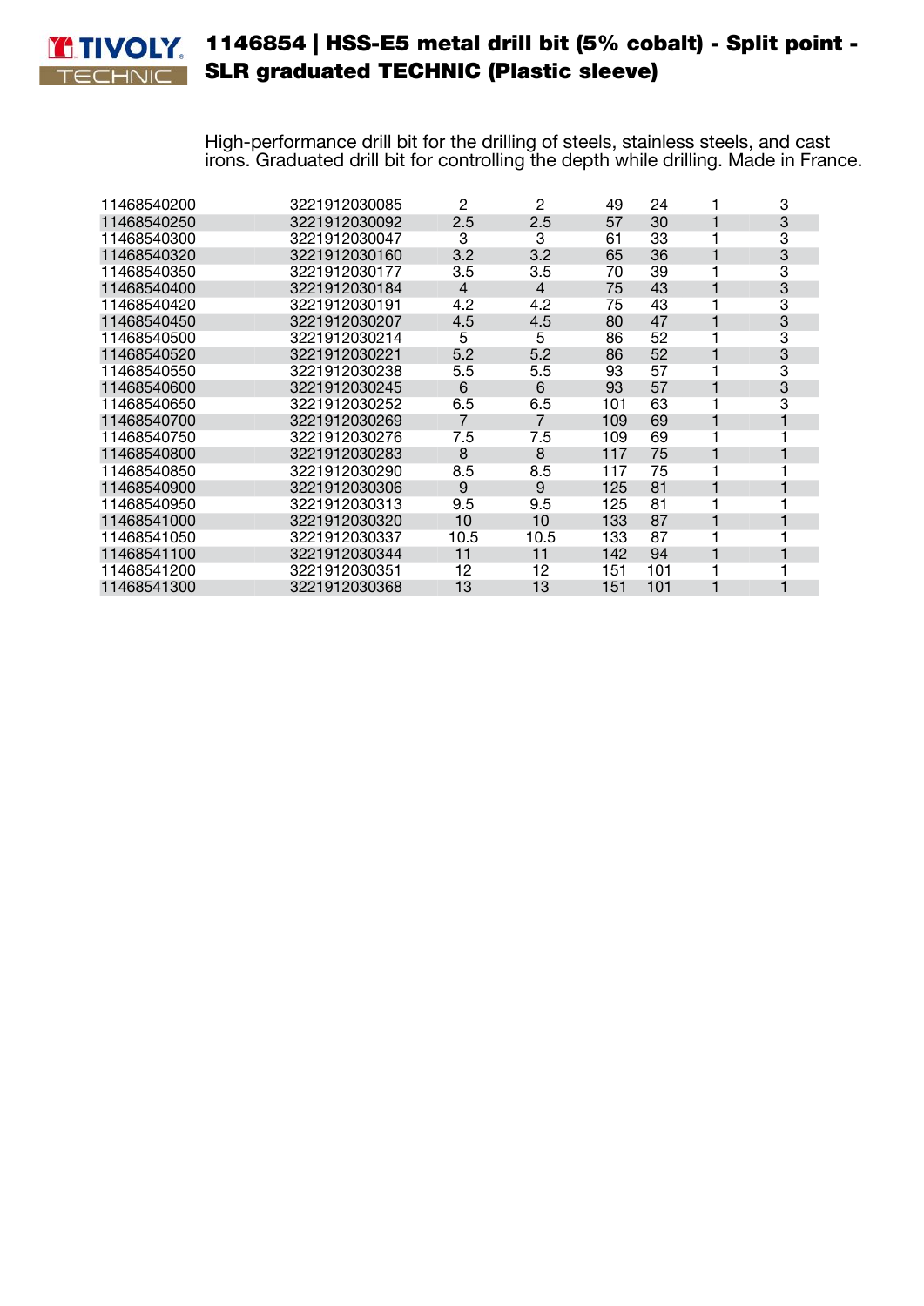# 1146854 | HSS-E5 metal drill bit (5% cobalt) - Split point - SLR graduated TECHNIC (Plastic sleeve)

High-performance drill bit for the drilling of steels, stainless steels, and cast irons. Graduated drill bit for controlling the depth while drilling. Made in France.

| | | | | | | | |
|---|---|---|---|---|---|---|---|
| 11468540200 | 3221912030085 | 2 | 2 | 49 | 24 | 1 | 3 |
| 11468540250 | 3221912030092 | 2.5 | 2.5 | 57 | 30 | 1 | 3 |
| 11468540300 | 3221912030047 | 3 | 3 | 61 | 33 | 1 | 3 |
| 11468540320 | 3221912030160 | 3.2 | 3.2 | 65 | 36 | 1 | 3 |
| 11468540350 | 3221912030177 | 3.5 | 3.5 | 70 | 39 | 1 | 3 |
| 11468540400 | 3221912030184 | 4 | 4 | 75 | 43 | 1 | 3 |
| 11468540420 | 3221912030191 | 4.2 | 4.2 | 75 | 43 | 1 | 3 |
| 11468540450 | 3221912030207 | 4.5 | 4.5 | 80 | 47 | 1 | 3 |
| 11468540500 | 3221912030214 | 5 | 5 | 86 | 52 | 1 | 3 |
| 11468540520 | 3221912030221 | 5.2 | 5.2 | 86 | 52 | 1 | 3 |
| 11468540550 | 3221912030238 | 5.5 | 5.5 | 93 | 57 | 1 | 3 |
| 11468540600 | 3221912030245 | 6 | 6 | 93 | 57 | 1 | 3 |
| 11468540650 | 3221912030252 | 6.5 | 6.5 | 101 | 63 | 1 | 3 |
| 11468540700 | 3221912030269 | 7 | 7 | 109 | 69 | 1 | 1 |
| 11468540750 | 3221912030276 | 7.5 | 7.5 | 109 | 69 | 1 | 1 |
| 11468540800 | 3221912030283 | 8 | 8 | 117 | 75 | 1 | 1 |
| 11468540850 | 3221912030290 | 8.5 | 8.5 | 117 | 75 | 1 | 1 |
| 11468540900 | 3221912030306 | 9 | 9 | 125 | 81 | 1 | 1 |
| 11468540950 | 3221912030313 | 9.5 | 9.5 | 125 | 81 | 1 | 1 |
| 11468541000 | 3221912030320 | 10 | 10 | 133 | 87 | 1 | 1 |
| 11468541050 | 3221912030337 | 10.5 | 10.5 | 133 | 87 | 1 | 1 |
| 11468541100 | 3221912030344 | 11 | 11 | 142 | 94 | 1 | 1 |
| 11468541200 | 3221912030351 | 12 | 12 | 151 | 101 | 1 | 1 |
| 11468541300 | 3221912030368 | 13 | 13 | 151 | 101 | 1 | 1 |